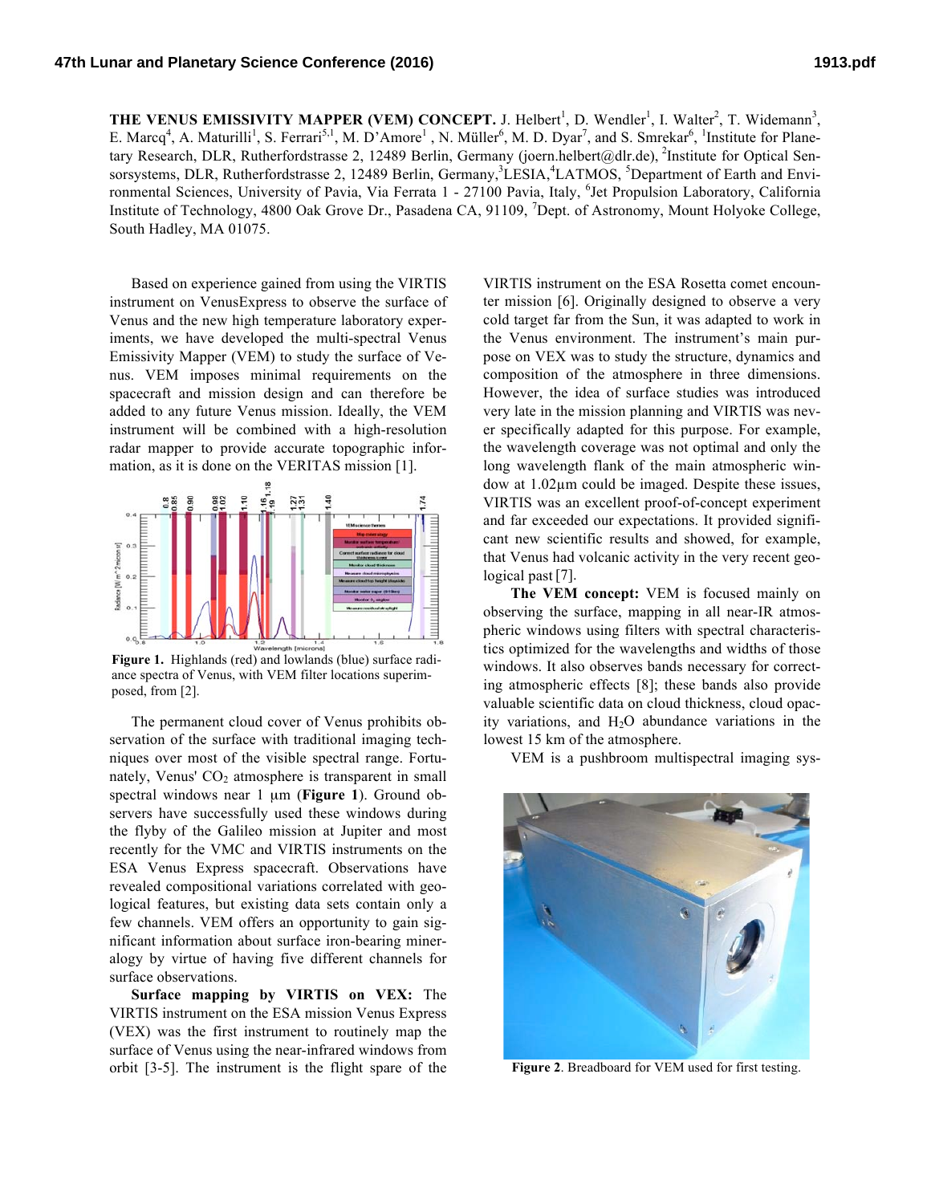**THE VENUS EMISSIVITY MAPPER (VEM) CONCEPT.** J. Helbert[1], D. Wendler[1], I. Walter[2], T. Widemann[3], E. Marcq[4], A. Maturilli[1], S. Ferrari[5,1], M. D'Amore[1] , N. Müller[6], M. D. Dyar[7], and S. Smrekar[6], [1]Institute for Planetary Research, DLR, Rutherfordstrasse 2, 12489 Berlin, Germany (joern.helbert@dlr.de), [2]Institute for Optical Sensorsystems, DLR, Rutherfordstrasse 2, 12489 Berlin, Germany,[3]LESIA,[4]LATMOS, [5]Department of Earth and Environmental Sciences, University of Pavia, Via Ferrata 1 - 27100 Pavia, Italy, [6]Jet Propulsion Laboratory, California Institute of Technology, 4800 Oak Grove Dr., Pasadena CA, 91109, [7]Dept. of Astronomy, Mount Holyoke College, South Hadley, MA 01075.

Based on experience gained from using the VIRTIS instrument on VenusExpress to observe the surface of Venus and the new high temperature laboratory experiments, we have developed the multi-spectral Venus Emissivity Mapper (VEM) to study the surface of Venus. VEM imposes minimal requirements on the spacecraft and mission design and can therefore be added to any future Venus mission. Ideally, the VEM instrument will be combined with a high-resolution radar mapper to provide accurate topographic information, as it is done on the VERITAS mission [1].

**Figure 1.** Highlands (red) and lowlands (blue) surface radiance spectra of Venus, with VEM filter locations superimposed, from [2].

The permanent cloud cover of Venus prohibits observation of the surface with traditional imaging techniques over most of the visible spectral range. Fortunately, Venus' $CO_2$ atmosphere is transparent in small spectral windows near 1 μm (**Figure 1**). Ground observers have successfully used these windows during the flyby of the Galileo mission at Jupiter and most recently for the VMC and VIRTIS instruments on the ESA Venus Express spacecraft. Observations have revealed compositional variations correlated with geological features, but existing data sets contain only a few channels. VEM offers an opportunity to gain significant information about surface iron-bearing mineralogy by virtue of having five different channels for surface observations.

**Surface mapping by VIRTIS on VEX:** The VIRTIS instrument on the ESA mission Venus Express (VEX) was the first instrument to routinely map the surface of Venus using the near-infrared windows from orbit [3-5]. The instrument is the flight spare of the VIRTIS instrument on the ESA Rosetta comet encounter mission [6]. Originally designed to observe a very cold target far from the Sun, it was adapted to work in the Venus environment. The instrument's main purpose on VEX was to study the structure, dynamics and composition of the atmosphere in three dimensions. However, the idea of surface studies was introduced very late in the mission planning and VIRTIS was never specifically adapted for this purpose. For example, the wavelength coverage was not optimal and only the long wavelength flank of the main atmospheric window at 1.02μm could be imaged. Despite these issues, VIRTIS was an excellent proof-of-concept experiment and far exceeded our expectations. It provided significant new scientific results and showed, for example, that Venus had volcanic activity in the very recent geological past [7].

**The VEM concept:** VEM is focused mainly on observing the surface, mapping in all near-IR atmospheric windows using filters with spectral characteristics optimized for the wavelengths and widths of those windows. It also observes bands necessary for correcting atmospheric effects [8]; these bands also provide valuable scientific data on cloud thickness, cloud opacity variations, and $H_2O$ abundance variations in the lowest 15 km of the atmosphere.

VEM is a pushbroom multispectral imaging sys-

**Figure 2**. Breadboard for VEM used for first testing.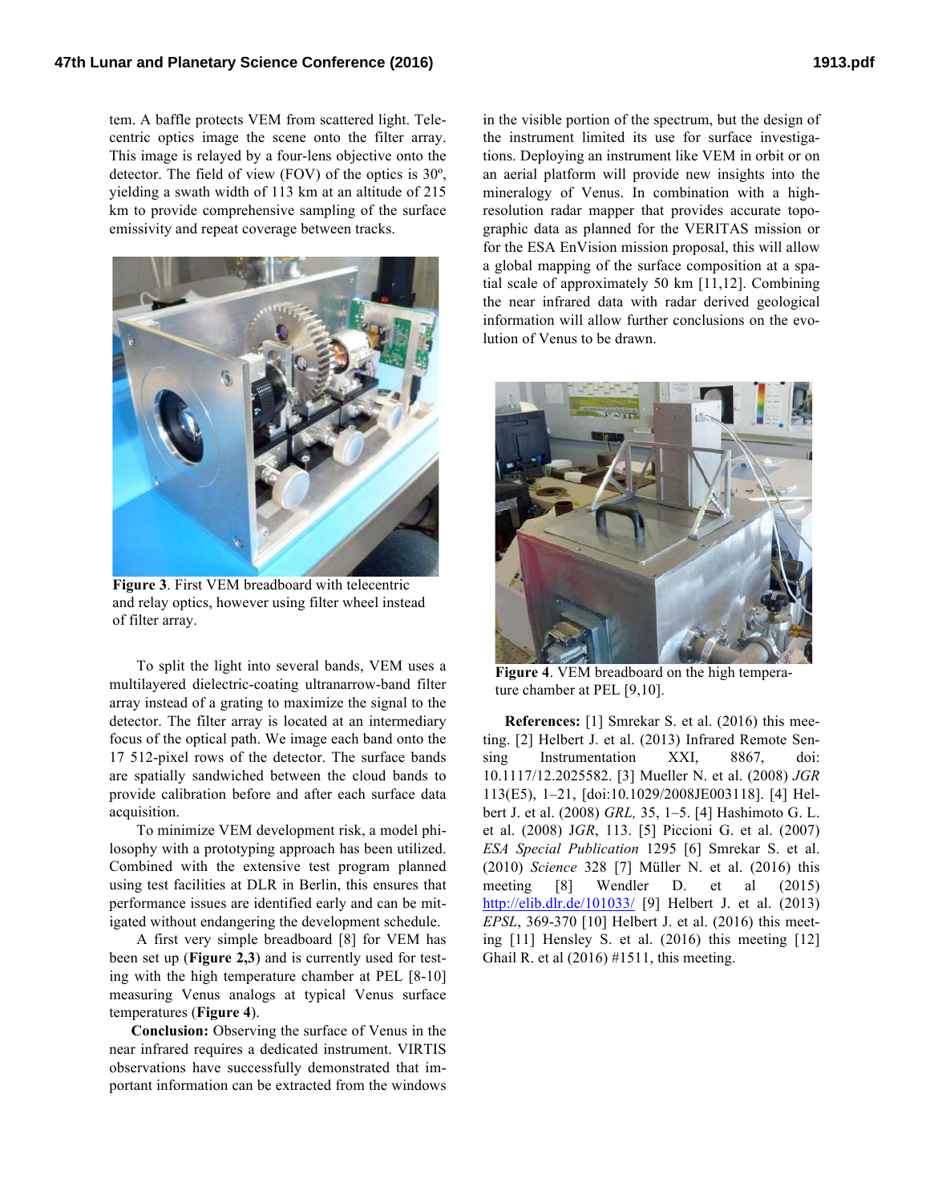tem. A baffle protects VEM from scattered light. Telecentric optics image the scene onto the filter array. This image is relayed by a four-lens objective onto the detector. The field of view (FOV) of the optics is 30º, yielding a swath width of 113 km at an altitude of 215 km to provide comprehensive sampling of the surface emissivity and repeat coverage between tracks.

**Figure 3**. First VEM breadboard with telecentric and relay optics, however using filter wheel instead of filter array.

To split the light into several bands, VEM uses a multilayered dielectric-coating ultranarrow-band filter array instead of a grating to maximize the signal to the detector. The filter array is located at an intermediary focus of the optical path. We image each band onto the 17 512-pixel rows of the detector. The surface bands are spatially sandwiched between the cloud bands to provide calibration before and after each surface data acquisition.

To minimize VEM development risk, a model philosophy with a prototyping approach has been utilized. Combined with the extensive test program planned using test facilities at DLR in Berlin, this ensures that performance issues are identified early and can be mitigated without endangering the development schedule.

A first very simple breadboard [8] for VEM has been set up (**Figure 2,3**) and is currently used for testing with the high temperature chamber at PEL [8-10] measuring Venus analogs at typical Venus surface temperatures (**Figure 4**).

**Conclusion:** Observing the surface of Venus in the near infrared requires a dedicated instrument. VIRTIS observations have successfully demonstrated that important information can be extracted from the windows in the visible portion of the spectrum, but the design of the instrument limited its use for surface investigations. Deploying an instrument like VEM in orbit or on an aerial platform will provide new insights into the mineralogy of Venus. In combination with a high-resolution radar mapper that provides accurate topographic data as planned for the VERITAS mission or for the ESA EnVision mission proposal, this will allow a global mapping of the surface composition at a spatial scale of approximately 50 km [11,12]. Combining the near infrared data with radar derived geological information will allow further conclusions on the evolution of Venus to be drawn.

**Figure 4**. VEM breadboard on the high temperature chamber at PEL [9,10].

**References:** [1] Smrekar S. et al. (2016) this meeting. [2] Helbert J. et al. (2013) Infrared Remote Sensing Instrumentation XXI, 8867, doi: 10.1117/12.2025582. [3] Mueller N. et al. (2008) *JGR* 113(E5), 1–21, [doi:10.1029/2008JE003118]. [4] Helbert J. et al. (2008) *GRL,* 35, 1–5. [4] Hashimoto G. L. et al. (2008) *JGR*, 113. [5] Piccioni G. et al. (2007) *ESA Special Publication* 1295 [6] Smrekar S. et al. (2010) *Science* 328 [7] Müller N. et al. (2016) this meeting [8] Wendler D. et al (2015) http://elib.dlr.de/101033/ [9] Helbert J. et al. (2013) *EPSL*, 369-370 [10] Helbert J. et al. (2016) this meeting [11] Hensley S. et al. (2016) this meeting [12] Ghail R. et al (2016) #1511, this meeting.